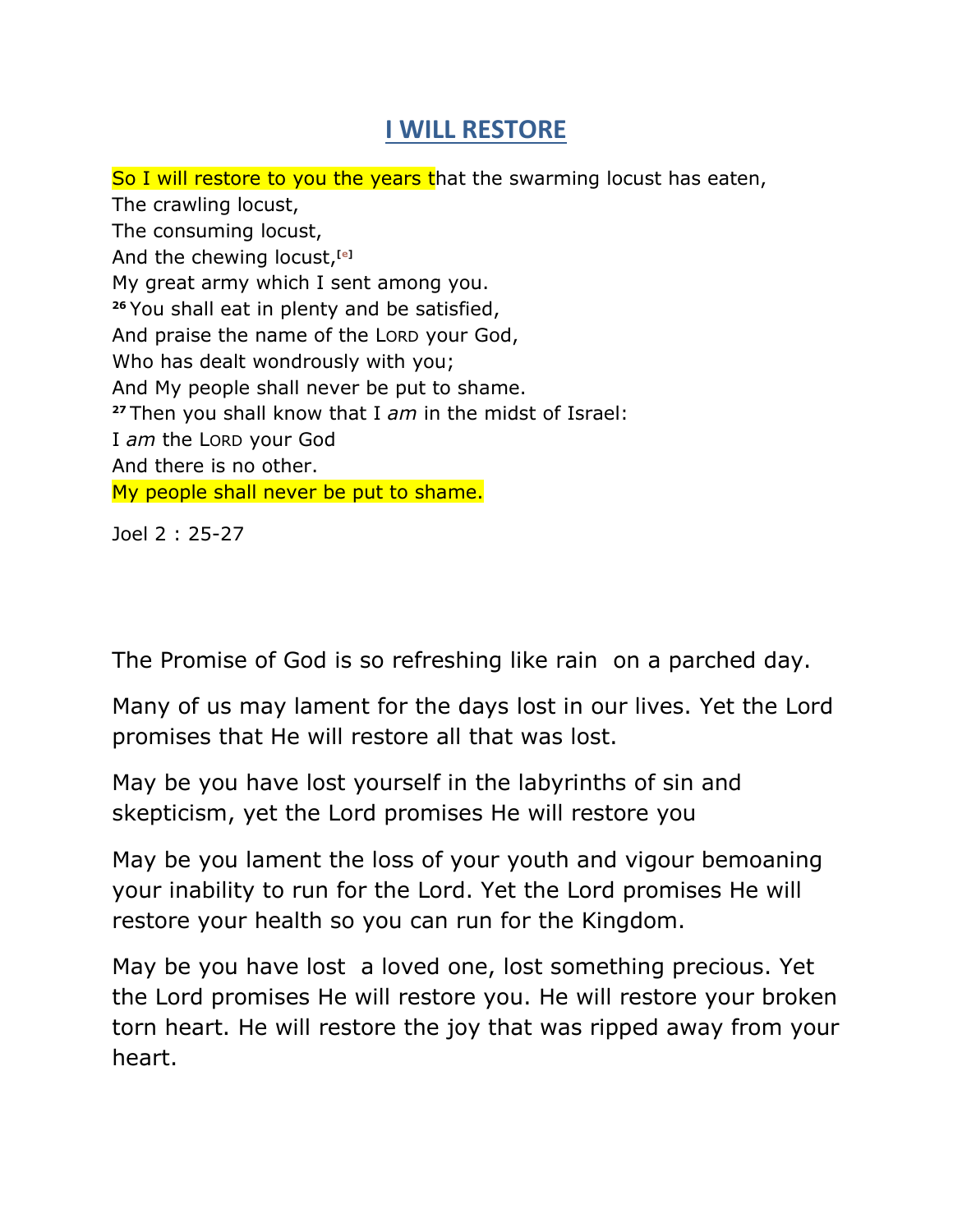# I WILL RESTORE

So I will restore to you the years that the swarming locust has eaten,
The crawling locust,
The consuming locust,
And the chewing locust,[e]
My great army which I sent among you.
[26] You shall eat in plenty and be satisfied,
And praise the name of the LORD your God,
Who has dealt wondrously with you;
And My people shall never be put to shame.
[27] Then you shall know that I *am* in the midst of Israel:
I *am* the LORD your God
And there is no other.
My people shall never be put to shame.

Joel 2 : 25-27

The Promise of God is so refreshing like rain on a parched day.

Many of us may lament for the days lost in our lives. Yet the Lord promises that He will restore all that was lost.

May be you have lost yourself in the labyrinths of sin and skepticism, yet the Lord promises He will restore you

May be you lament the loss of your youth and vigour bemoaning your inability to run for the Lord. Yet the Lord promises He will restore your health so you can run for the Kingdom.

May be you have lost a loved one, lost something precious. Yet the Lord promises He will restore you. He will restore your broken torn heart. He will restore the joy that was ripped away from your heart.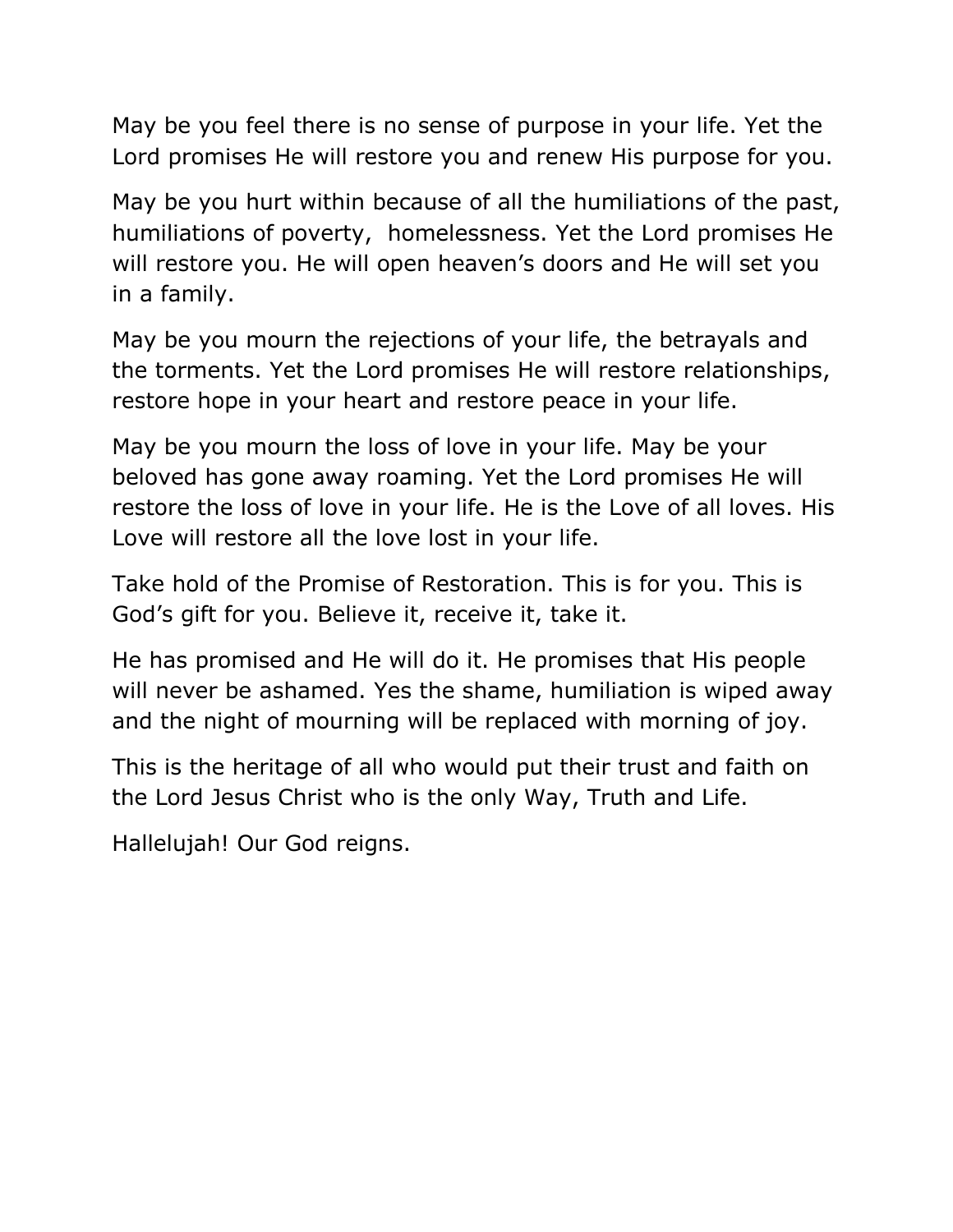May be you feel there is no sense of purpose in your life. Yet the Lord promises He will restore you and renew His purpose for you.

May be you hurt within because of all the humiliations of the past, humiliations of poverty, homelessness. Yet the Lord promises He will restore you. He will open heaven's doors and He will set you in a family.

May be you mourn the rejections of your life, the betrayals and the torments. Yet the Lord promises He will restore relationships, restore hope in your heart and restore peace in your life.

May be you mourn the loss of love in your life. May be your beloved has gone away roaming. Yet the Lord promises He will restore the loss of love in your life. He is the Love of all loves. His Love will restore all the love lost in your life.

Take hold of the Promise of Restoration. This is for you. This is God's gift for you. Believe it, receive it, take it.

He has promised and He will do it. He promises that His people will never be ashamed. Yes the shame, humiliation is wiped away and the night of mourning will be replaced with morning of joy.

This is the heritage of all who would put their trust and faith on the Lord Jesus Christ who is the only Way, Truth and Life.

Hallelujah! Our God reigns.